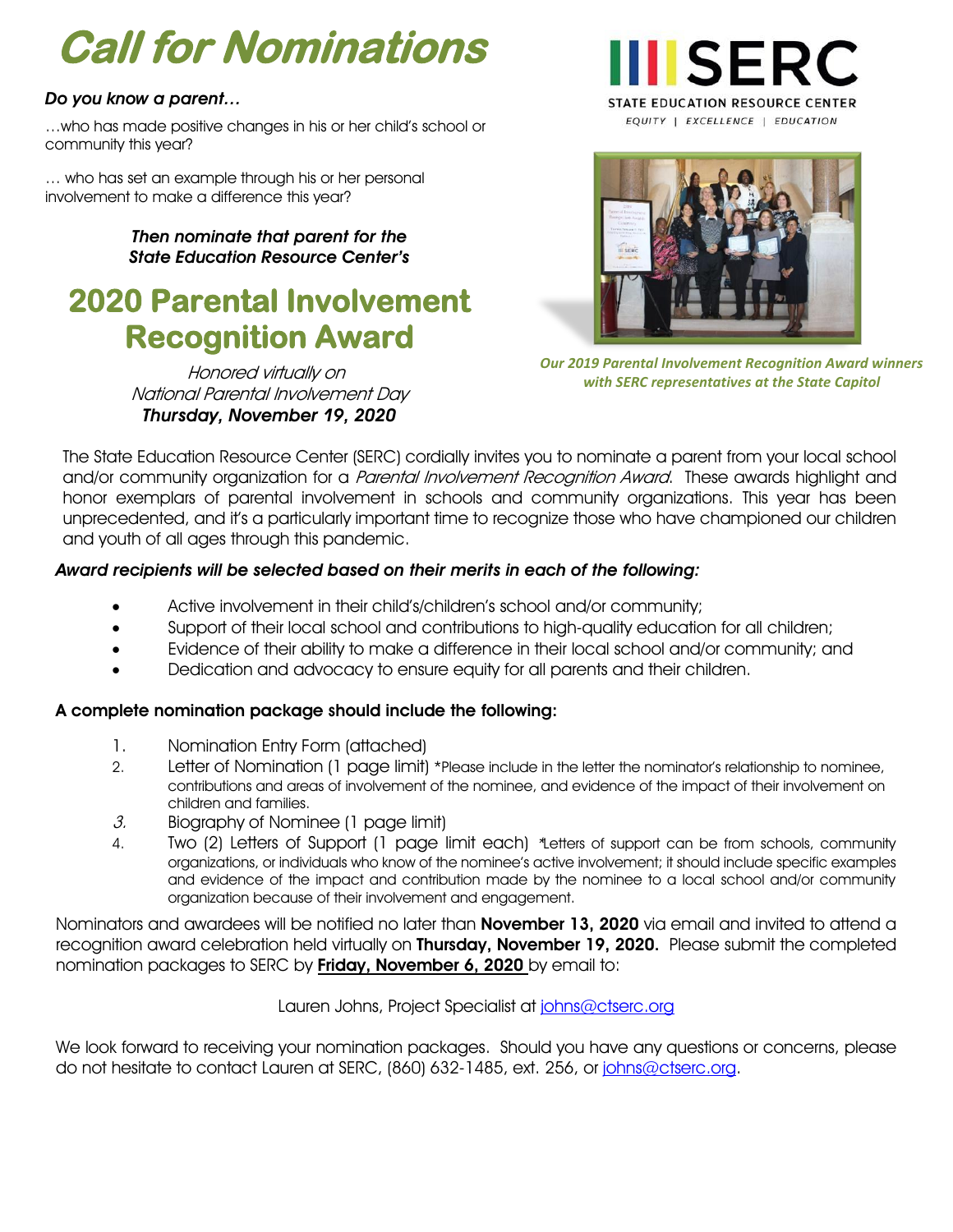# Call for Nominations

**SERC**
STATE EDUCATION RESOURCE CENTER
*EQUITY | EXCELLENCE | EDUCATION*

***Do you know a parent…***

…who has made positive changes in his or her child's school or community this year?

… who has set an example through his or her personal involvement to make a difference this year?

***Then nominate that parent for the State Education Resource Center's***

## 2020 Parental Involvement Recognition Award

*Honored virtually on National Parental Involvement Day*
***Thursday, November 19, 2020***

***Our 2019 Parental Involvement Recognition Award winners with SERC representatives at the State Capitol***

The State Education Resource Center (SERC) cordially invites you to nominate a parent from your local school and/or community organization for a *Parental Involvement Recognition Award*. These awards highlight and honor exemplars of parental involvement in schools and community organizations. This year has been unprecedented, and it's a particularly important time to recognize those who have championed our children and youth of all ages through this pandemic.

***Award recipients will be selected based on their merits in each of the following:***

- Active involvement in their child's/children's school and/or community;
- Support of their local school and contributions to high-quality education for all children;
- Evidence of their ability to make a difference in their local school and/or community; and
- Dedication and advocacy to ensure equity for all parents and their children.

**A complete nomination package should include the following:**

1. Nomination Entry Form (attached)
2. Letter of Nomination (1 page limit) *Please include in the letter the nominator's relationship to nominee, contributions and areas of involvement of the nominee, and evidence of the impact of their involvement on children and families.
3. Biography of Nominee (1 page limit)
4. Two (2) Letters of Support (1 page limit each) *Letters of support can be from schools, community organizations, or individuals who know of the nominee's active involvement; it should include specific examples and evidence of the impact and contribution made by the nominee to a local school and/or community organization because of their involvement and engagement.

Nominators and awardees will be notified no later than **November 13, 2020** via email and invited to attend a recognition award celebration held virtually on **Thursday, November 19, 2020.** Please submit the completed nomination packages to SERC by **Friday, November 6, 2020** by email to:

Lauren Johns, Project Specialist at johns@ctserc.org

We look forward to receiving your nomination packages. Should you have any questions or concerns, please do not hesitate to contact Lauren at SERC, (860) 632-1485, ext. 256, or johns@ctserc.org.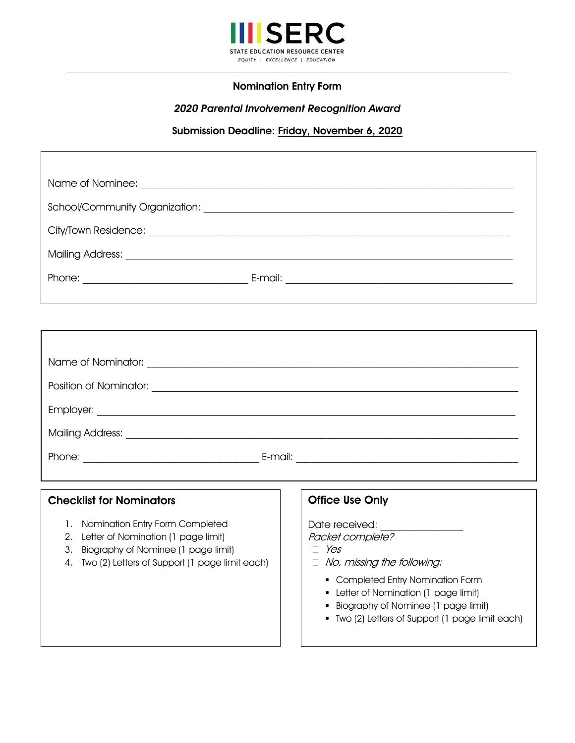SERC

STATE EDUCATION RESOURCE CENTER

EQUITY | EXCELLENCE | EDUCATION

---

**Nomination Entry Form**

***2020 Parental Involvement Recognition Award***

**Submission Deadline: Friday, November 6, 2020**

Name of Nominee: ______________________________________________

School/Community Organization: ______________________________________________

City/Town Residence: ______________________________________________

Mailing Address: ______________________________________________

Phone: ______________________ E-mail: ______________________________

Name of Nominator: ______________________________________________

Position of Nominator: ______________________________________________

Employer: ______________________________________________

Mailing Address: ______________________________________________

Phone: ______________________ E-mail: ______________________________

### Checklist for Nominators

1. Nomination Entry Form Completed
2. Letter of Nomination (1 page limit)
3. Biography of Nominee (1 page limit)
4. Two (2) Letters of Support (1 page limit each)

### Office Use Only

Date received: ______________

*Packet complete?*

- ☐ *Yes*
- ☐ *No, missing the following:*
  - Completed Entry Nomination Form
  - Letter of Nomination (1 page limit)
  - Biography of Nominee (1 page limit)
  - Two (2) Letters of Support (1 page limit each)